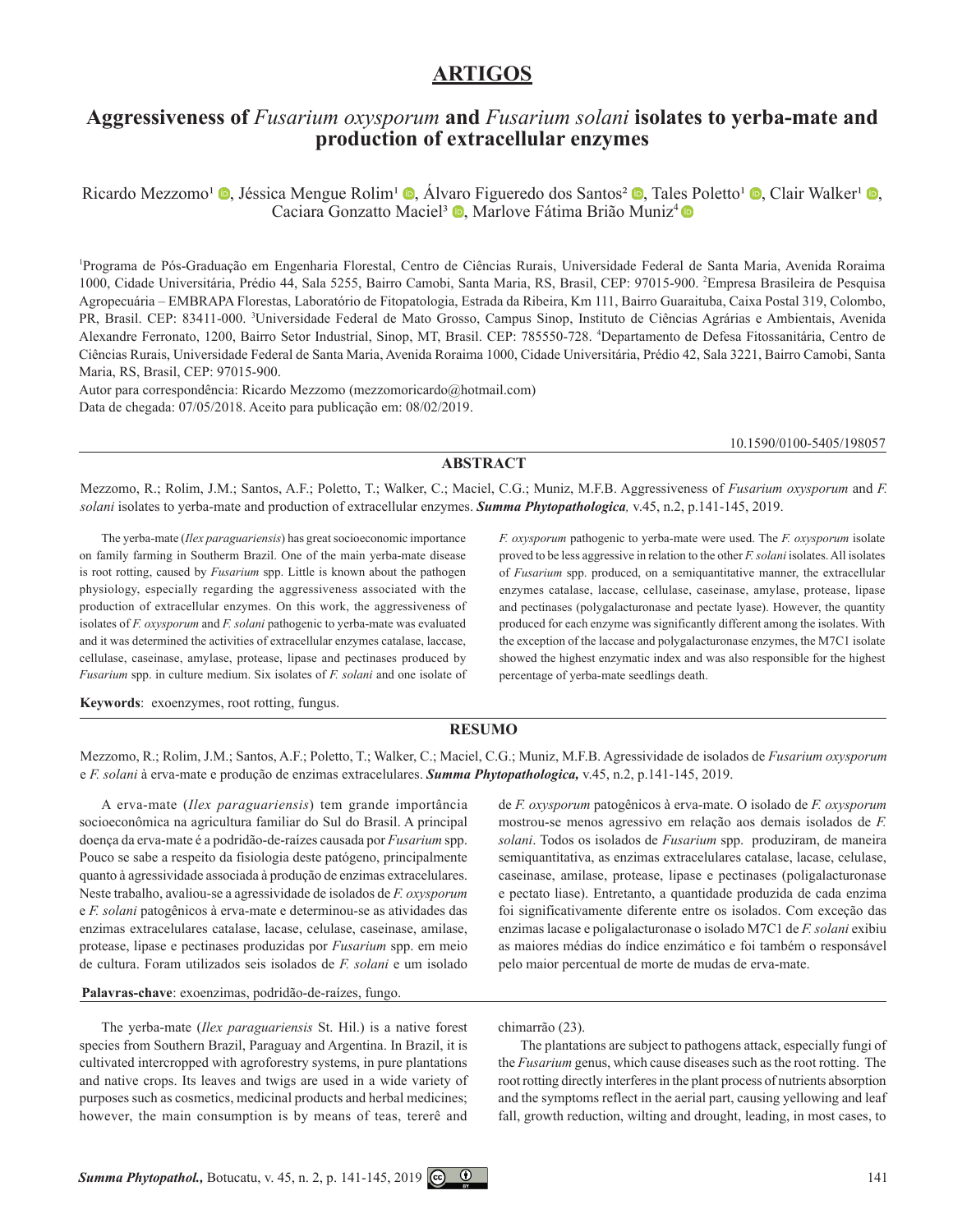# ARTIGOS

## Aggressiveness of *Fusarium oxysporum* and *Fusarium solani* isolates to yerba-mate and production of extracellular enzymes

Ricardo Mezzomo[1], Jéssica Mengue Rolim[1], Álvaro Figueredo dos Santos[2], Tales Poletto[1], Clair Walker[1], Caciara Gonzatto Maciel[3], Marlove Fátima Brião Muniz[4]

[1]Programa de Pós-Graduação em Engenharia Florestal, Centro de Ciências Rurais, Universidade Federal de Santa Maria, Avenida Roraima 1000, Cidade Universitária, Prédio 44, Sala 5255, Bairro Camobi, Santa Maria, RS, Brasil, CEP: 97015-900. [2]Empresa Brasileira de Pesquisa Agropecuária – EMBRAPA Florestas, Laboratório de Fitopatologia, Estrada da Ribeira, Km 111, Bairro Guaraituba, Caixa Postal 319, Colombo, PR, Brasil. CEP: 83411-000. [3]Universidade Federal de Mato Grosso, Campus Sinop, Instituto de Ciências Agrárias e Ambientais, Avenida Alexandre Ferronato, 1200, Bairro Setor Industrial, Sinop, MT, Brasil. CEP: 785550-728. [4]Departamento de Defesa Fitossanitária, Centro de Ciências Rurais, Universidade Federal de Santa Maria, Avenida Roraima 1000, Cidade Universitária, Prédio 42, Sala 3221, Bairro Camobi, Santa Maria, RS, Brasil, CEP: 97015-900.

Autor para correspondência: Ricardo Mezzomo (mezzomoricardo@hotmail.com)

Data de chegada: 07/05/2018. Aceito para publicação em: 08/02/2019.

10.1590/0100-5405/198057

## ABSTRACT

Mezzomo, R.; Rolim, J.M.; Santos, A.F.; Poletto, T.; Walker, C.; Maciel, C.G.; Muniz, M.F.B. Aggressiveness of *Fusarium oxysporum* and *F. solani* isolates to yerba-mate and production of extracellular enzymes. ***Summa Phytopathologica,*** v.45, n.2, p.141-145, 2019.

The yerba-mate (*Ilex paraguariensis*) has great socioeconomic importance on family farming in Southern Brazil. One of the main yerba-mate disease is root rotting, caused by *Fusarium* spp. Little is known about the pathogen physiology, especially regarding the aggressiveness associated with the production of extracellular enzymes. On this work, the aggressiveness of isolates of *F. oxysporum* and *F. solani* pathogenic to yerba-mate was evaluated and it was determined the activities of extracellular enzymes catalase, laccase, cellulase, caseinase, amylase, protease, lipase and pectinases produced by *Fusarium* spp. in culture medium. Six isolates of *F. solani* and one isolate of *F. oxysporum* pathogenic to yerba-mate were used. The *F. oxysporum* isolate proved to be less aggressive in relation to the other *F. solani* isolates. All isolates of *Fusarium* spp. produced, on a semiquantitative manner, the extracellular enzymes catalase, laccase, cellulase, caseinase, amylase, protease, lipase and pectinases (polygalacturonase and pectate lyase). However, the quantity produced for each enzyme was significantly different among the isolates. With the exception of the laccase and polygalacturonase enzymes, the M7C1 isolate showed the highest enzymatic index and was also responsible for the highest percentage of yerba-mate seedlings death.

**Keywords**: exoenzymes, root rotting, fungus.

## RESUMO

Mezzomo, R.; Rolim, J.M.; Santos, A.F.; Poletto, T.; Walker, C.; Maciel, C.G.; Muniz, M.F.B. Agressividade de isolados de *Fusarium oxysporum* e *F. solani* à erva-mate e produção de enzimas extracelulares. ***Summa Phytopathologica,*** v.45, n.2, p.141-145, 2019.

A erva-mate (*Ilex paraguariensis*) tem grande importância socioeconômica na agricultura familiar do Sul do Brasil. A principal doença da erva-mate é a podridão-de-raízes causada por *Fusarium* spp. Pouco se sabe a respeito da fisiologia deste patógeno, principalmente quanto à agressividade associada à produção de enzimas extracelulares. Neste trabalho, avaliou-se a agressividade de isolados de *F. oxysporum* e *F. solani* patogênicos à erva-mate e determinou-se as atividades das enzimas extracelulares catalase, lacase, celulase, caseinase, amilase, protease, lipase e pectinases produzidas por *Fusarium* spp. em meio de cultura. Foram utilizados seis isolados de *F. solani* e um isolado de *F. oxysporum* patogênicos à erva-mate. O isolado de *F. oxysporum* mostrou-se menos agressivo em relação aos demais isolados de *F. solani*. Todos os isolados de *Fusarium* spp. produziram, de maneira semiquantitativa, as enzimas extracelulares catalase, lacase, celulase, caseinase, amilase, protease, lipase e pectinases (poligalacturonase e pectato liase). Entretanto, a quantidade produzida de cada enzima foi significativamente diferente entre os isolados. Com exceção das enzimas lacase e poligalacturonase o isolado M7C1 de *F. solani* exibiu as maiores médias do índice enzimático e foi também o responsável pelo maior percentual de morte de mudas de erva-mate.

**Palavras-chave**: exoenzimas, podridão-de-raízes, fungo.

The yerba-mate (*Ilex paraguariensis* St. Hil.) is a native forest species from Southern Brazil, Paraguay and Argentina. In Brazil, it is cultivated intercropped with agroforestry systems, in pure plantations and native crops. Its leaves and twigs are used in a wide variety of purposes such as cosmetics, medicinal products and herbal medicines; however, the main consumption is by means of teas, tererê and chimarrão (23).

The plantations are subject to pathogens attack, especially fungi of the *Fusarium* genus, which cause diseases such as the root rotting. The root rotting directly interferes in the plant process of nutrients absorption and the symptoms reflect in the aerial part, causing yellowing and leaf fall, growth reduction, wilting and drought, leading, in most cases, to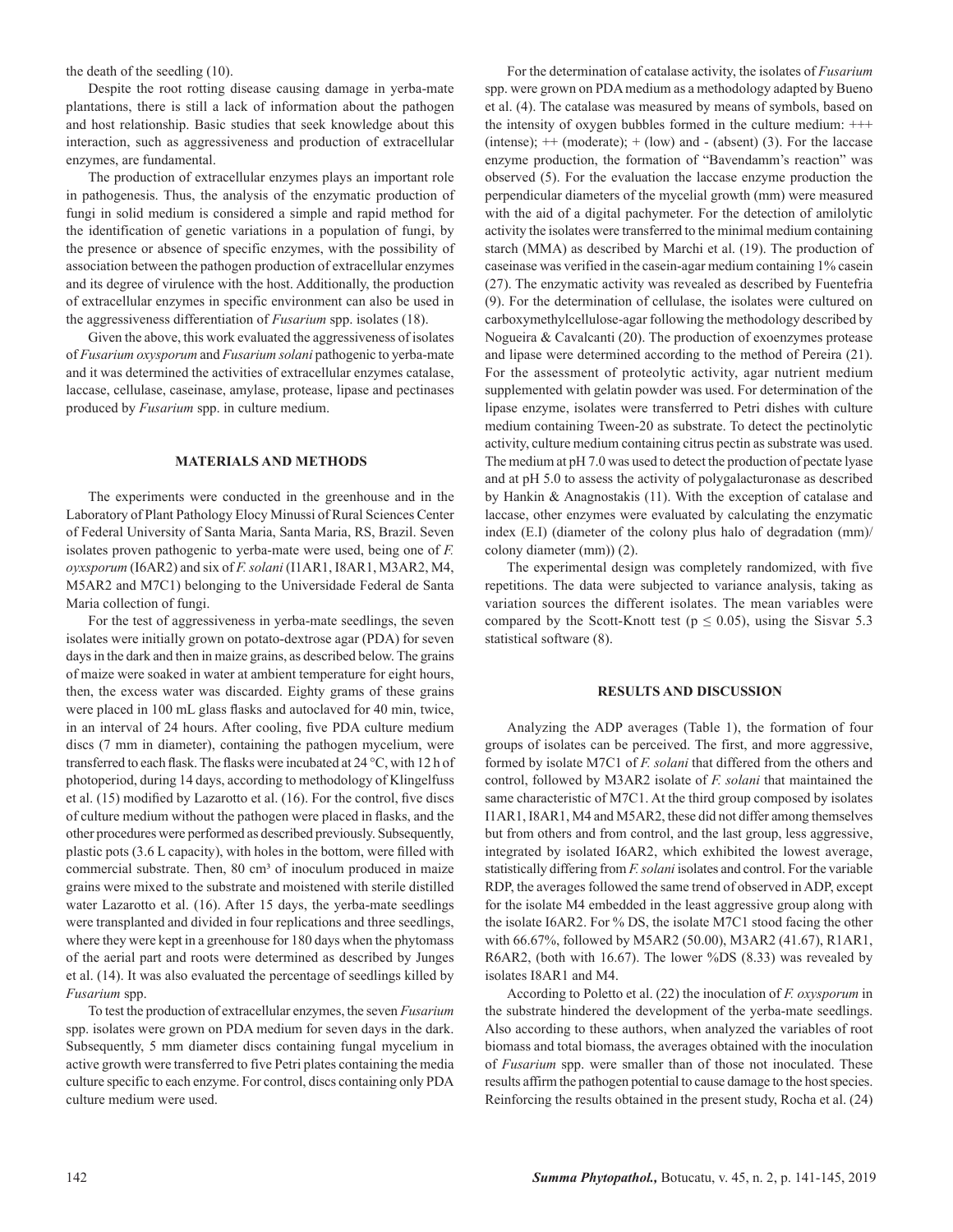the death of the seedling (10).

Despite the root rotting disease causing damage in yerba-mate plantations, there is still a lack of information about the pathogen and host relationship. Basic studies that seek knowledge about this interaction, such as aggressiveness and production of extracellular enzymes, are fundamental.

The production of extracellular enzymes plays an important role in pathogenesis. Thus, the analysis of the enzymatic production of fungi in solid medium is considered a simple and rapid method for the identification of genetic variations in a population of fungi, by the presence or absence of specific enzymes, with the possibility of association between the pathogen production of extracellular enzymes and its degree of virulence with the host. Additionally, the production of extracellular enzymes in specific environment can also be used in the aggressiveness differentiation of *Fusarium* spp. isolates (18).

Given the above, this work evaluated the aggressiveness of isolates of *Fusarium oxysporum* and *Fusarium solani* pathogenic to yerba-mate and it was determined the activities of extracellular enzymes catalase, laccase, cellulase, caseinase, amylase, protease, lipase and pectinases produced by *Fusarium* spp. in culture medium.

## MATERIALS AND METHODS

The experiments were conducted in the greenhouse and in the Laboratory of Plant Pathology Elocy Minussi of Rural Sciences Center of Federal University of Santa Maria, Santa Maria, RS, Brazil. Seven isolates proven pathogenic to yerba-mate were used, being one of *F. oyxsporum* (I6AR2) and six of *F. solani* (I1AR1, I8AR1, M3AR2, M4, M5AR2 and M7C1) belonging to the Universidade Federal de Santa Maria collection of fungi.

For the test of aggressiveness in yerba-mate seedlings, the seven isolates were initially grown on potato-dextrose agar (PDA) for seven days in the dark and then in maize grains, as described below. The grains of maize were soaked in water at ambient temperature for eight hours, then, the excess water was discarded. Eighty grams of these grains were placed in 100 mL glass flasks and autoclaved for 40 min, twice, in an interval of 24 hours. After cooling, five PDA culture medium discs (7 mm in diameter), containing the pathogen mycelium, were transferred to each flask. The flasks were incubated at 24 °C, with 12 h of photoperiod, during 14 days, according to methodology of Klingelfuss et al. (15) modified by Lazarotto et al. (16). For the control, five discs of culture medium without the pathogen were placed in flasks, and the other procedures were performed as described previously. Subsequently, plastic pots (3.6 L capacity), with holes in the bottom, were filled with commercial substrate. Then, 80 cm³ of inoculum produced in maize grains were mixed to the substrate and moistened with sterile distilled water Lazarotto et al. (16). After 15 days, the yerba-mate seedlings were transplanted and divided in four replications and three seedlings, where they were kept in a greenhouse for 180 days when the phytomass of the aerial part and roots were determined as described by Junges et al. (14). It was also evaluated the percentage of seedlings killed by *Fusarium* spp.

To test the production of extracellular enzymes, the seven *Fusarium* spp. isolates were grown on PDA medium for seven days in the dark. Subsequently, 5 mm diameter discs containing fungal mycelium in active growth were transferred to five Petri plates containing the media culture specific to each enzyme. For control, discs containing only PDA culture medium were used.

For the determination of catalase activity, the isolates of *Fusarium* spp. were grown on PDA medium as a methodology adapted by Bueno et al. (4). The catalase was measured by means of symbols, based on the intensity of oxygen bubbles formed in the culture medium: +++ (intense); ++ (moderate); + (low) and - (absent) (3). For the laccase enzyme production, the formation of "Bavendamm's reaction" was observed (5). For the evaluation the laccase enzyme production the perpendicular diameters of the mycelial growth (mm) were measured with the aid of a digital pachymeter. For the detection of amilolytic activity the isolates were transferred to the minimal medium containing starch (MMA) as described by Marchi et al. (19). The production of caseinase was verified in the casein-agar medium containing 1% casein (27). The enzymatic activity was revealed as described by Fuentefria (9). For the determination of cellulase, the isolates were cultured on carboxymethylcellulose-agar following the methodology described by Nogueira & Cavalcanti (20). The production of exoenzymes protease and lipase were determined according to the method of Pereira (21). For the assessment of proteolytic activity, agar nutrient medium supplemented with gelatin powder was used. For determination of the lipase enzyme, isolates were transferred to Petri dishes with culture medium containing Tween-20 as substrate. To detect the pectinolytic activity, culture medium containing citrus pectin as substrate was used. The medium at pH 7.0 was used to detect the production of pectate lyase and at pH 5.0 to assess the activity of polygalacturonase as described by Hankin & Anagnostakis (11). With the exception of catalase and laccase, other enzymes were evaluated by calculating the enzymatic index (E.I) (diameter of the colony plus halo of degradation (mm)/ colony diameter (mm)) (2).

The experimental design was completely randomized, with five repetitions. The data were subjected to variance analysis, taking as variation sources the different isolates. The mean variables were compared by the Scott-Knott test ($p \leq 0.05$), using the Sisvar 5.3 statistical software (8).

## RESULTS AND DISCUSSION

Analyzing the ADP averages (Table 1), the formation of four groups of isolates can be perceived. The first, and more aggressive, formed by isolate M7C1 of *F. solani* that differed from the others and control, followed by M3AR2 isolate of *F. solani* that maintained the same characteristic of M7C1. At the third group composed by isolates I1AR1, I8AR1, M4 and M5AR2, these did not differ among themselves but from others and from control, and the last group, less aggressive, integrated by isolated I6AR2, which exhibited the lowest average, statistically differing from *F. solani* isolates and control. For the variable RDP, the averages followed the same trend of observed in ADP, except for the isolate M4 embedded in the least aggressive group along with the isolate I6AR2. For % DS, the isolate M7C1 stood facing the other with 66.67%, followed by M5AR2 (50.00), M3AR2 (41.67), R1AR1, R6AR2, (both with 16.67). The lower %DS (8.33) was revealed by isolates I8AR1 and M4.

According to Poletto et al. (22) the inoculation of *F. oxysporum* in the substrate hindered the development of the yerba-mate seedlings. Also according to these authors, when analyzed the variables of root biomass and total biomass, the averages obtained with the inoculation of *Fusarium* spp. were smaller than of those not inoculated. These results affirm the pathogen potential to cause damage to the host species. Reinforcing the results obtained in the present study, Rocha et al. (24)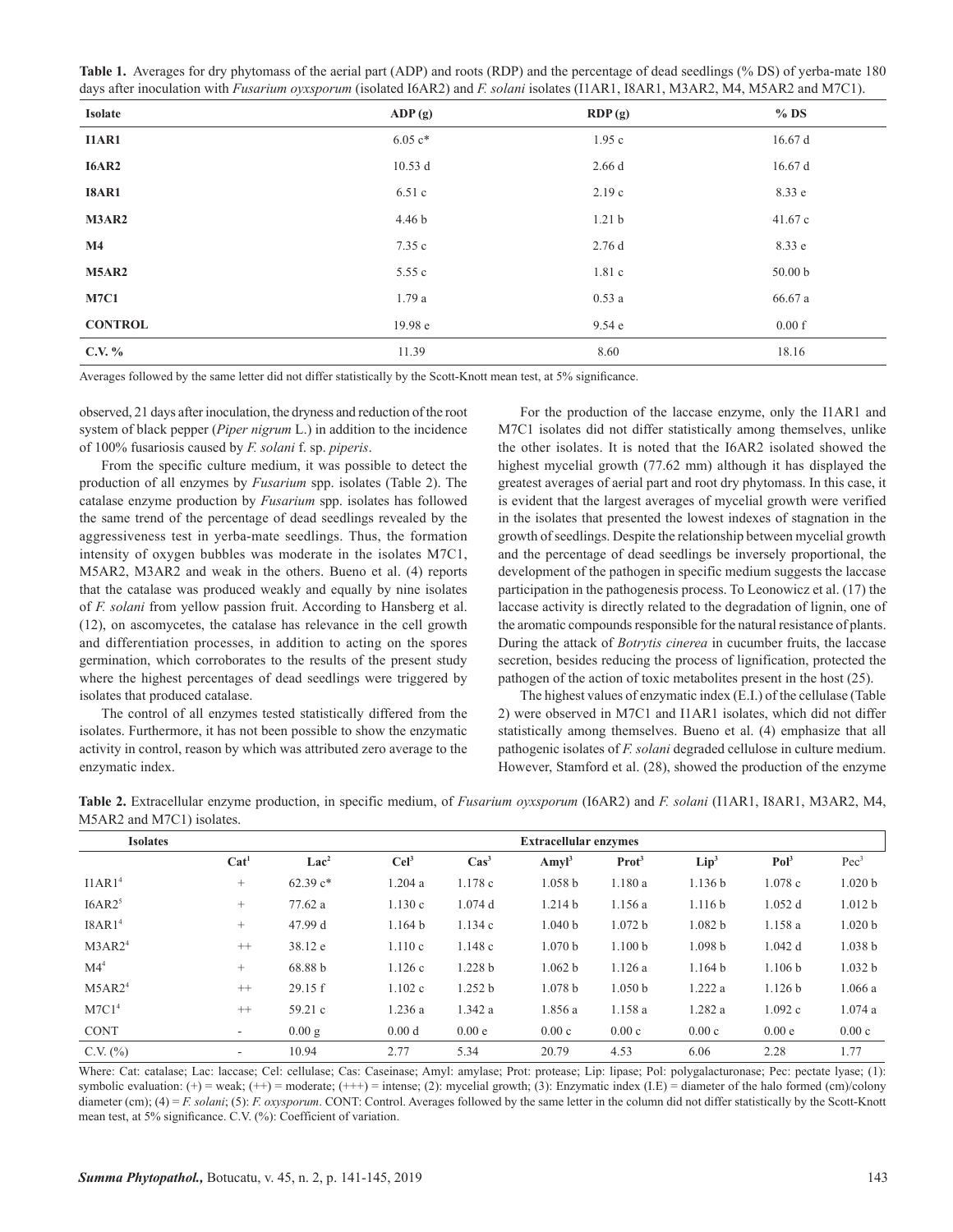**Table 1.** Averages for dry phytomass of the aerial part (ADP) and roots (RDP) and the percentage of dead seedlings (% DS) of yerba-mate 180 days after inoculation with *Fusarium oxysporum* (isolated I6AR2) and *F. solani* isolates (I1AR1, I8AR1, M3AR2, M4, M5AR2 and M7C1).

| Isolate | ADP (g) | RDP (g) | % DS |
|---|---|---|---|
| **I1AR1** | 6.05 c* | 1.95 c | 16.67 d |
| **I6AR2** | 10.53 d | 2.66 d | 16.67 d |
| **I8AR1** | 6.51 c | 2.19 c | 8.33 e |
| **M3AR2** | 4.46 b | 1.21 b | 41.67 c |
| **M4** | 7.35 c | 2.76 d | 8.33 e |
| **M5AR2** | 5.55 c | 1.81 c | 50.00 b |
| **M7C1** | 1.79 a | 0.53 a | 66.67 a |
| **CONTROL** | 19.98 e | 9.54 e | 0.00 f |
| **C.V. %** | 11.39 | 8.60 | 18.16 |

Averages followed by the same letter did not differ statistically by the Scott-Knott mean test, at 5% significance.

observed, 21 days after inoculation, the dryness and reduction of the root system of black pepper (*Piper nigrum* L.) in addition to the incidence of 100% fusariosis caused by *F. solani* f. sp. *piperis*.

From the specific culture medium, it was possible to detect the production of all enzymes by *Fusarium* spp. isolates (Table 2). The catalase enzyme production by *Fusarium* spp. isolates has followed the same trend of the percentage of dead seedlings revealed by the aggressiveness test in yerba-mate seedlings. Thus, the formation intensity of oxygen bubbles was moderate in the isolates M7C1, M5AR2, M3AR2 and weak in the others. Bueno et al. (4) reports that the catalase was produced weakly and equally by nine isolates of *F. solani* from yellow passion fruit. According to Hansberg et al. (12), on ascomycetes, the catalase has relevance in the cell growth and differentiation processes, in addition to acting on the spores germination, which corroborates to the results of the present study where the highest percentages of dead seedlings were triggered by isolates that produced catalase.

The control of all enzymes tested statistically differed from the isolates. Furthermore, it has not been possible to show the enzymatic activity in control, reason by which was attributed zero average to the enzymatic index.

For the production of the laccase enzyme, only the I1AR1 and M7C1 isolates did not differ statistically among themselves, unlike the other isolates. It is noted that the I6AR2 isolated showed the highest mycelial growth (77.62 mm) although it has displayed the greatest averages of aerial part and root dry phytomass. In this case, it is evident that the largest averages of mycelial growth were verified in the isolates that presented the lowest indexes of stagnation in the growth of seedlings. Despite the relationship between mycelial growth and the percentage of dead seedlings be inversely proportional, the development of the pathogen in specific medium suggests the laccase participation in the pathogenesis process. To Leonowicz et al. (17) the laccase activity is directly related to the degradation of lignin, one of the aromatic compounds responsible for the natural resistance of plants. During the attack of *Botrytis cinerea* in cucumber fruits, the laccase secretion, besides reducing the process of lignification, protected the pathogen of the action of toxic metabolites present in the host (25).

The highest values of enzymatic index (E.I.) of the cellulase (Table 2) were observed in M7C1 and I1AR1 isolates, which did not differ statistically among themselves. Bueno et al. (4) emphasize that all pathogenic isolates of *F. solani* degraded cellulose in culture medium. However, Stamford et al. (28), showed the production of the enzyme

**Table 2.** Extracellular enzyme production, in specific medium, of *Fusarium oyxsporum* (I6AR2) and *F. solani* (I1AR1, I8AR1, M3AR2, M4, M5AR2 and M7C1) isolates.

| Isolates | Extracellular enzymes | | | | | | | | |
|---|---|---|---|---|---|---|---|---|---|
| | Cat[1] | Lac[2] | Cel[3] | Cas[3] | Amyl[3] | Prot[3] | Lip[3] | Pol[3] | Pec[3] |
| I1AR1[4] | + | 62.39 c* | 1.204 a | 1.178 c | 1.058 b | 1.180 a | 1.136 b | 1.078 c | 1.020 b |
| I6AR2[5] | + | 77.62 a | 1.130 c | 1.074 d | 1.214 b | 1.156 a | 1.116 b | 1.052 d | 1.012 b |
| I8AR1[4] | + | 47.99 d | 1.164 b | 1.134 c | 1.040 b | 1.072 b | 1.082 b | 1.158 a | 1.020 b |
| M3AR2[4] | ++ | 38.12 e | 1.110 c | 1.148 c | 1.070 b | 1.100 b | 1.098 b | 1.042 d | 1.038 b |
| M4[4] | + | 68.88 b | 1.126 c | 1.228 b | 1.062 b | 1.126 a | 1.164 b | 1.106 b | 1.032 b |
| M5AR2[4] | ++ | 29.15 f | 1.102 c | 1.252 b | 1.078 b | 1.050 b | 1.222 a | 1.126 b | 1.066 a |
| M7C1[4] | ++ | 59.21 c | 1.236 a | 1.342 a | 1.856 a | 1.158 a | 1.282 a | 1.092 c | 1.074 a |
| CONT | - | 0.00 g | 0.00 d | 0.00 e | 0.00 c | 0.00 c | 0.00 c | 0.00 e | 0.00 c |
| C.V. (%) | - | 10.94 | 2.77 | 5.34 | 20.79 | 4.53 | 6.06 | 2.28 | 1.77 |

Where: Cat: catalase; Lac: laccase; Cel: cellulase; Cas: Caseinase; Amyl: amylase; Prot: protease; Lip: lipase; Pol: polygalacturonase; Pec: pectate lyase; (1): symbolic evaluation: (+) = weak; (++) = moderate; (+++) = intense; (2): mycelial growth; (3): Enzymatic index (I.E) = diameter of the halo formed (cm)/colony diameter (cm); (4) = *F. solani*; (5): *F. oxysporum*. CONT: Control. Averages followed by the same letter in the column did not differ statistically by the Scott-Knott mean test, at 5% significance. C.V. (%): Coefficient of variation.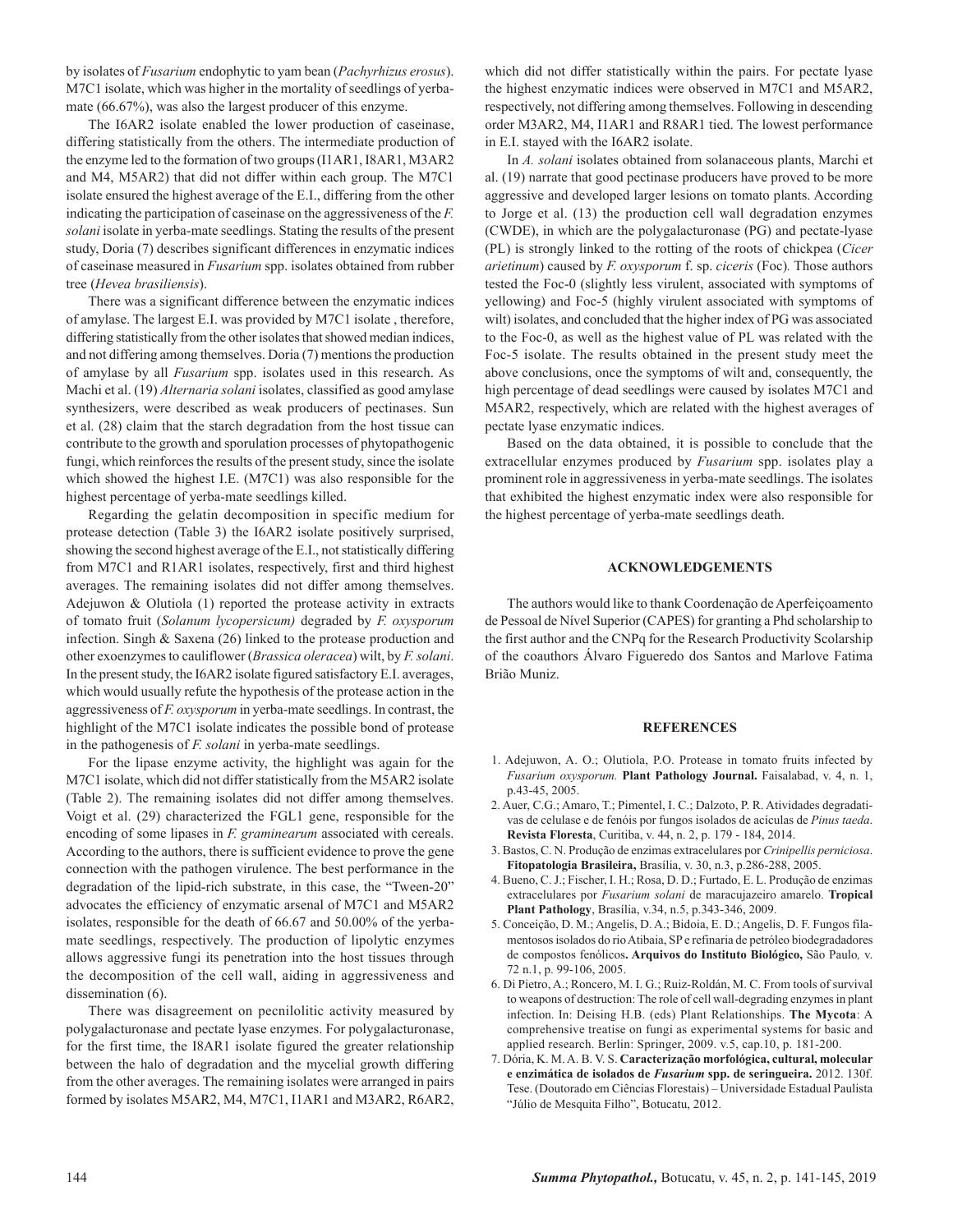by isolates of *Fusarium* endophytic to yam bean (*Pachyrhizus erosus*). M7C1 isolate, which was higher in the mortality of seedlings of yerba-mate (66.67%), was also the largest producer of this enzyme.

The I6AR2 isolate enabled the lower production of caseinase, differing statistically from the others. The intermediate production of the enzyme led to the formation of two groups (I1AR1, I8AR1, M3AR2 and M4, M5AR2) that did not differ within each group. The M7C1 isolate ensured the highest average of the E.I., differing from the other indicating the participation of caseinase on the aggressiveness of the *F. solani* isolate in yerba-mate seedlings. Stating the results of the present study, Doria (7) describes significant differences in enzymatic indices of caseinase measured in *Fusarium* spp. isolates obtained from rubber tree (*Hevea brasiliensis*).

There was a significant difference between the enzymatic indices of amylase. The largest E.I. was provided by M7C1 isolate , therefore, differing statistically from the other isolates that showed median indices, and not differing among themselves. Doria (7) mentions the production of amylase by all *Fusarium* spp. isolates used in this research. As Machi et al. (19) *Alternaria solani* isolates, classified as good amylase synthesizers, were described as weak producers of pectinases. Sun et al. (28) claim that the starch degradation from the host tissue can contribute to the growth and sporulation processes of phytopathogenic fungi, which reinforces the results of the present study, since the isolate which showed the highest I.E. (M7C1) was also responsible for the highest percentage of yerba-mate seedlings killed.

Regarding the gelatin decomposition in specific medium for protease detection (Table 3) the I6AR2 isolate positively surprised, showing the second highest average of the E.I., not statistically differing from M7C1 and R1AR1 isolates, respectively, first and third highest averages. The remaining isolates did not differ among themselves. Adejuwon & Olutiola (1) reported the protease activity in extracts of tomato fruit (*Solanum lycopersicum)* degraded by *F. oxysporum* infection. Singh & Saxena (26) linked to the protease production and other exoenzymes to cauliflower (*Brassica oleracea*) wilt, by *F. solani*. In the present study, the I6AR2 isolate figured satisfactory E.I. averages, which would usually refute the hypothesis of the protease action in the aggressiveness of *F. oxysporum* in yerba-mate seedlings. In contrast, the highlight of the M7C1 isolate indicates the possible bond of protease in the pathogenesis of *F. solani* in yerba-mate seedlings.

For the lipase enzyme activity, the highlight was again for the M7C1 isolate, which did not differ statistically from the M5AR2 isolate (Table 2). The remaining isolates did not differ among themselves. Voigt et al. (29) characterized the FGL1 gene, responsible for the encoding of some lipases in *F. graminearum* associated with cereals. According to the authors, there is sufficient evidence to prove the gene connection with the pathogen virulence. The best performance in the degradation of the lipid-rich substrate, in this case, the "Tween-20" advocates the efficiency of enzymatic arsenal of M7C1 and M5AR2 isolates, responsible for the death of 66.67 and 50.00% of the yerba-mate seedlings, respectively. The production of lipolytic enzymes allows aggressive fungi its penetration into the host tissues through the decomposition of the cell wall, aiding in aggressiveness and dissemination (6).

There was disagreement on pecnilolitic activity measured by polygalacturonase and pectate lyase enzymes. For polygalacturonase, for the first time, the I8AR1 isolate figured the greater relationship between the halo of degradation and the mycelial growth differing from the other averages. The remaining isolates were arranged in pairs formed by isolates M5AR2, M4, M7C1, I1AR1 and M3AR2, R6AR2, which did not differ statistically within the pairs. For pectate lyase the highest enzymatic indices were observed in M7C1 and M5AR2, respectively, not differing among themselves. Following in descending order M3AR2, M4, I1AR1 and R8AR1 tied. The lowest performance in E.I. stayed with the I6AR2 isolate.

In *A. solani* isolates obtained from solanaceous plants, Marchi et al. (19) narrate that good pectinase producers have proved to be more aggressive and developed larger lesions on tomato plants. According to Jorge et al. (13) the production cell wall degradation enzymes (CWDE), in which are the polygalacturonase (PG) and pectate-lyase (PL) is strongly linked to the rotting of the roots of chickpea (*Cicer arietinum*) caused by *F. oxysporum* f. sp. *ciceris* (Foc)*.* Those authors tested the Foc-0 (slightly less virulent, associated with symptoms of yellowing) and Foc-5 (highly virulent associated with symptoms of wilt) isolates, and concluded that the higher index of PG was associated to the Foc-0, as well as the highest value of PL was related with the Foc-5 isolate. The results obtained in the present study meet the above conclusions, once the symptoms of wilt and, consequently, the high percentage of dead seedlings were caused by isolates M7C1 and M5AR2, respectively, which are related with the highest averages of pectate lyase enzymatic indices.

Based on the data obtained, it is possible to conclude that the extracellular enzymes produced by *Fusarium* spp. isolates play a prominent role in aggressiveness in yerba-mate seedlings. The isolates that exhibited the highest enzymatic index were also responsible for the highest percentage of yerba-mate seedlings death.

## ACKNOWLEDGEMENTS

The authors would like to thank Coordenação de Aperfeiçoamento de Pessoal de Nível Superior (CAPES) for granting a Phd scholarship to the first author and the CNPq for the Research Productivity Scolarship of the coauthors Álvaro Figueredo dos Santos and Marlove Fatima Brião Muniz.

## REFERENCES

1. Adejuwon, A. O.; Olutiola, P.O. Protease in tomato fruits infected by *Fusarium oxysporum.* **Plant Pathology Journal.** Faisalabad, v. 4, n. 1, p.43-45, 2005.
2. Auer, C.G.; Amaro, T.; Pimentel, I. C.; Dalzoto, P. R. Atividades degradativas de celulase e de fenóis por fungos isolados de acículas de *Pinus taeda*. **Revista Floresta**, Curitiba, v. 44, n. 2, p. 179 - 184, 2014.
3. Bastos, C. N. Produção de enzimas extracelulares por *Crinipellis perniciosa*. **Fitopatologia Brasileira,** Brasília, v. 30, n.3, p.286-288, 2005.
4. Bueno, C. J.; Fischer, I. H.; Rosa, D. D.; Furtado, E. L. Produção de enzimas extracelulares por *Fusarium solani* de maracujazeiro amarelo. **Tropical Plant Pathology**, Brasília, v.34, n.5, p.343-346, 2009.
5. Conceição, D. M.; Angelis, D. A.; Bidoia, E. D.; Angelis, D. F. Fungos filamentosos isolados do rio Atibaia, SP e refinaria de petróleo biodegradadores de compostos fenólicos**. Arquivos do Instituto Biológico,** São Paulo*,* v. 72 n.1, p. 99-106, 2005.
6. Di Pietro, A.; Roncero, M. I. G.; Ruiz-Roldán, M. C. From tools of survival to weapons of destruction: The role of cell wall-degrading enzymes in plant infection. In: Deising H.B. (eds) Plant Relationships. **The Mycota**: A comprehensive treatise on fungi as experimental systems for basic and applied research. Berlin: Springer, 2009. v.5, cap.10, p. 181-200.
7. Dória, K. M. A. B. V. S. **Caracterização morfológica, cultural, molecular e enzimática de isolados de *Fusarium* spp. de seringueira.** 2012. 130f. Tese. (Doutorado em Ciências Florestais) – Universidade Estadual Paulista "Júlio de Mesquita Filho", Botucatu, 2012.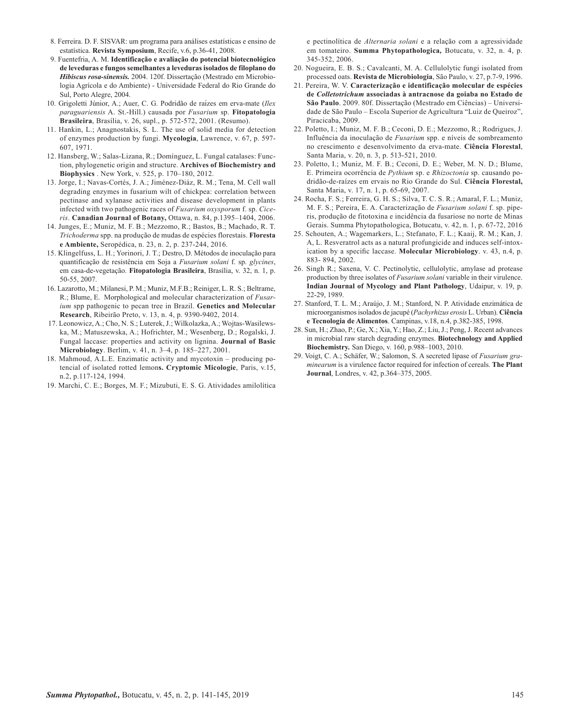8. Ferreira. D. F. SISVAR: um programa para análises estatísticas e ensino de estatística. **Revista Symposium**, Recife, v.6, p.36-41, 2008.
9. Fuentefria, A. M. **Identificação e avaliação do potencial biotecnológico de leveduras e fungos semelhantes a leveduras isolados de filoplano do *Hibiscus rosa-sinensis.*** 2004. 120f. Dissertação (Mestrado em Microbiologia Agrícola e do Ambiente) - Universidade Federal do Rio Grande do Sul, Porto Alegre, 2004.
10. Grigoletti Júnior, A.; Auer, C. G. Podridão de raízes em erva-mate (*Ilex paraguariensis* A. St.-Hill.) causada por *Fusarium* sp. **Fitopatologia Brasileira**, Brasília, v. 26, supl., p. 572-572, 2001. (Resumo).
11. Hankin, L.; Anagnostakis, S. L. The use of solid media for detection of enzymes production by fungi. **Mycologia**, Lawrence, v. 67, p. 597-607, 1971.
12. Hansberg, W.; Salas-Lizana, R.; Domínguez, L. Fungal catalases: Function, phylogenetic origin and structure. **Archives of Biochemistry and Biophysics** . New York, v. 525, p. 170–180, 2012.
13. Jorge, I.; Navas-Cortés, J. A.; Jiménez-Diáz, R. M.; Tena, M. Cell wall degrading enzymes in fusarium wilt of chickpea: correlation between pectinase and xylanase activities and disease development in plants infected with two pathogenic races of *Fusarium oxysporum* f. sp. *Ciceris*. **Canadian Journal of Botany,** Ottawa, n. 84, p.1395–1404, 2006.
14. Junges, E.; Muniz, M. F. B.; Mezzomo, R.; Bastos, B.; Machado, R. T. *Trichoderma* spp. na produção de mudas de espécies florestais. **Floresta e Ambiente,** Seropédica, n. 23, n. 2, p. 237-244, 2016.
15. Klingelfuss, L. H.; Yorinori, J. T.; Destro, D. Métodos de inoculação para quantificação de resistência em Soja a *Fusarium solani* f. sp. *glycines*, em casa-de-vegetação. **Fitopatologia Brasileira**, Brasília, v. 32, n. 1, p. 50-55, 2007.
16. Lazarotto, M.; Milanesi, P. M.; Muniz, M.F.B.; Reiniger, L. R. S.; Beltrame, R.; Blume, E. Morphological and molecular characterization of *Fusarium* spp pathogenic to pecan tree in Brazil. **Genetics and Molecular Research**, Ribeirão Preto, v. 13, n. 4, p. 9390-9402, 2014.
17. Leonowicz, A.; Cho, N. S.; Luterek, J.; Wilkolazka, A.; Wojtas-Wasilewska, M.; Matuszewska, A.; Hofrichter, M.; Wesenberg, D.; Rogalski, J. Fungal laccase: properties and activity on lignina. **Journal of Basic Microbiology**. Berlim, v. 41, n. 3–4, p. 185–227, 2001.
18. Mahmoud, A.L.E. Enzimatic activity and mycotoxin – producing potencial of isolated rotted lemon**s. Cryptomic Micologie**, Paris, v.15, n.2, p.117-124, 1994.
19. Marchi, C. E.; Borges, M. F.; Mizubuti, E. S. G. Atividades amilolítica e pectinolítica de *Alternaria solani* e a relação com a agressividade em tomateiro. **Summa Phytopathologica,** Botucatu, v. 32, n. 4, p. 345-352, 2006.
20. Nogueira, E. B. S.; Cavalcanti, M. A. Cellulolytic fungi isolated from processed oats. **Revista de Microbiologia**, São Paulo, v. 27, p.7-9, 1996.
21. Pereira, W. V. **Caracterização e identificação molecular de espécies de *Colletotrichum* associadas à antracnose da goiaba no Estado de São Paulo**. 2009. 80f. Dissertação (Mestrado em Ciências) – Universidade de São Paulo – Escola Superior de Agricultura "Luiz de Queiroz", Piracicaba, 2009.
22. Poletto, I.; Muniz, M. F. B.; Ceconi, D. E.; Mezzomo, R.; Rodrigues, J. Influência da inoculação de *Fusarium* spp. e níveis de sombreamento no crescimento e desenvolvimento da erva-mate. **Ciência Florestal**, Santa Maria, v. 20, n. 3, p. 513-521, 2010.
23. Poletto, I.; Muniz, M. F. B.; Ceconi, D. E.; Weber, M. N. D.; Blume, E. Primeira ocorrência de *Pythium* sp. e *Rhizoctonia* sp. causando podridão-de-raízes em ervais no Rio Grande do Sul. **Ciência Florestal,** Santa Maria, v. 17, n. 1, p. 65-69, 2007.
24. Rocha, F. S.; Ferreira, G. H. S.; Silva, T. C. S. R.; Amaral, F. L.; Muniz, M. F. S.; Pereira, E. A. Caracterização de *Fusarium solani* f. sp. piperis, produção de fitotoxina e incidência da fusariose no norte de Minas Gerais. Summa Phytopathologica, Botucatu, v. 42, n. 1, p. 67-72, 2016
25. Schouten, A.; Wagemarkers, L.; Stefanato, F. L.; Kaaij, R. M.; Kan, J. A, L. Resveratrol acts as a natural profungicide and induces self-intoxication by a specific laccase. **Molecular Microbiology**. v. 43, n.4, p. 883- 894, 2002.
26. Singh R.; Saxena, V. C. Pectinolytic, cellulolytic, amylase ad protease production by three isolates of *Fusarium solani* variable in their virulence. **Indian Journal of Mycology and Plant Pathology**, Udaipur, v. 19, p. 22-29, 1989.
27. Stanford, T. L. M.; Araújo, J. M.; Stanford, N. P. Atividade enzimática de microorganismos isolados de jacupé (*Pachyrhizus erosis* L. Urban). **Ciência e Tecnologia de Alimentos**. Campinas, v.18, n.4, p.382-385, 1998.
28. Sun, H.; Zhao, P.; Ge, X.; Xia, Y.; Hao, Z.; Liu, J.; Peng, J. Recent advances in microbial raw starch degrading enzymes. **Biotechnology and Applied Biochemistry.** San Diego, v. 160, p.988–1003, 2010.
29. Voigt, C. A.; Schäfer, W.; Salomon, S. A secreted lipase of *Fusarium graminearum* is a virulence factor required for infection of cereals. **The Plant Journal**, Londres, v. 42, p.364–375, 2005.